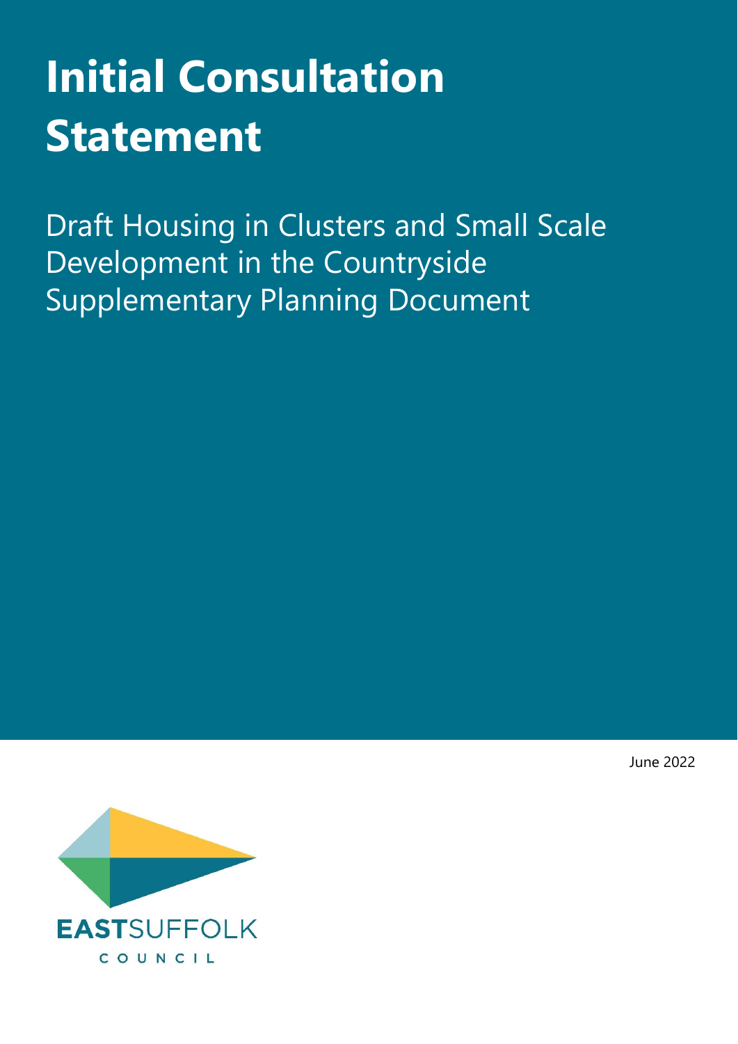# Initial Consultation Statement

Draft Housing in Clusters and Small Scale Development in the Countryside Supplementary Planning Document

June 2022

EASTSUFFOLK COUNCIL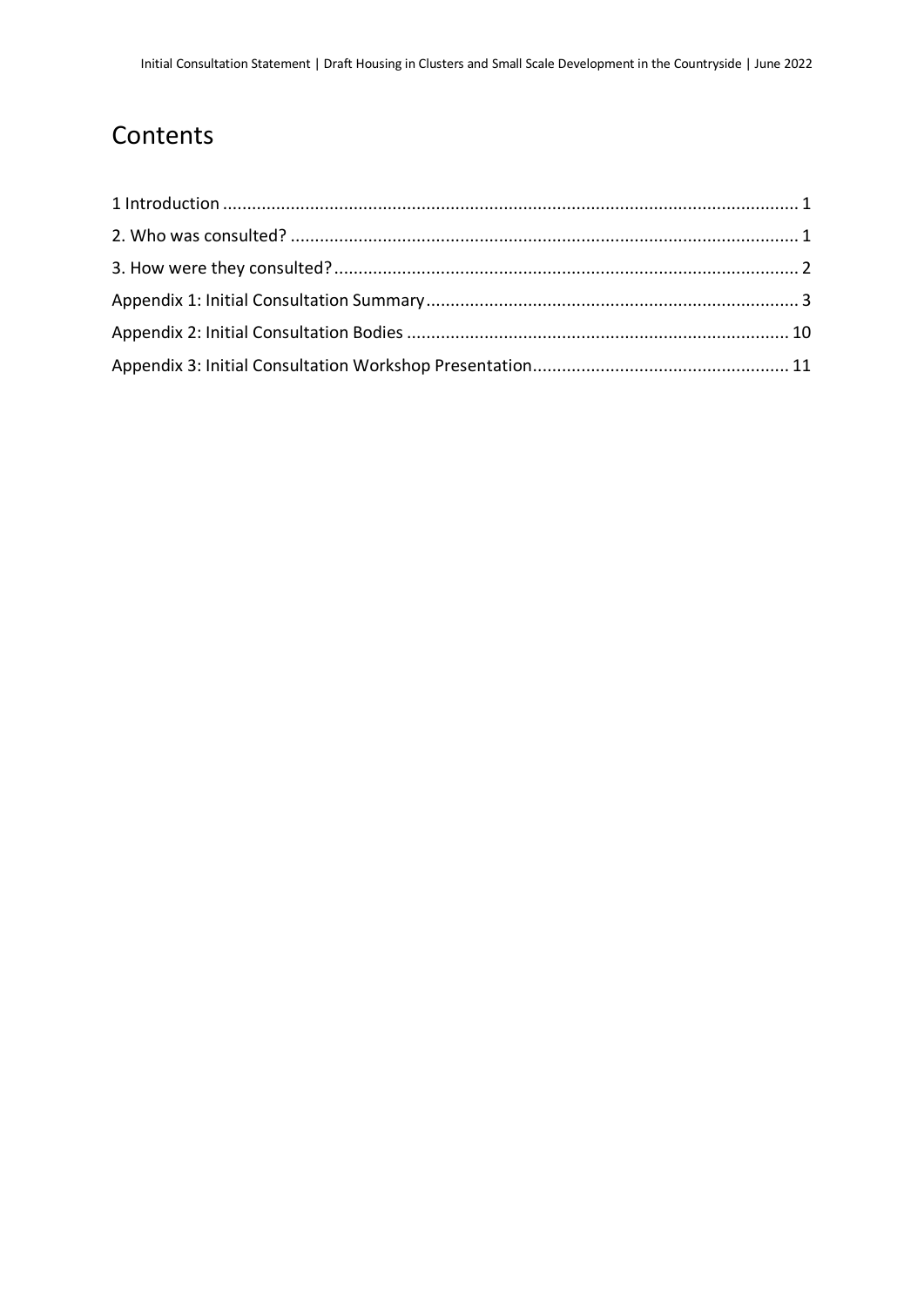# Contents

1 Introduction ........................................................................................................................ 1

2. Who was consulted? ......................................................................................................... 1

3. How were they consulted? ................................................................................................ 2

Appendix 1: Initial Consultation Summary ............................................................................ 3

Appendix 2: Initial Consultation Bodies ............................................................................... 10

Appendix 3: Initial Consultation Workshop Presentation ..................................................... 11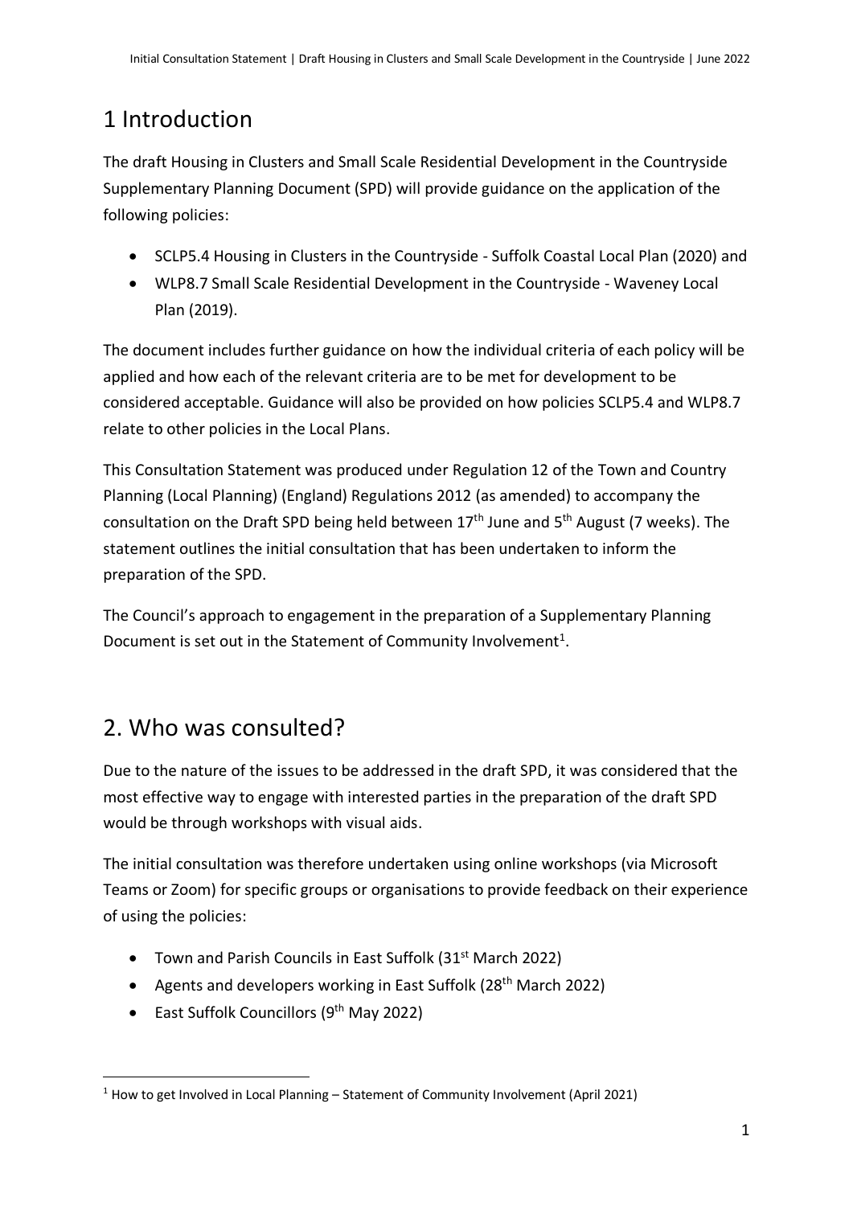# 1 Introduction

The draft Housing in Clusters and Small Scale Residential Development in the Countryside Supplementary Planning Document (SPD) will provide guidance on the application of the following policies:

- SCLP5.4 Housing in Clusters in the Countryside - Suffolk Coastal Local Plan (2020) and
- WLP8.7 Small Scale Residential Development in the Countryside - Waveney Local Plan (2019).

The document includes further guidance on how the individual criteria of each policy will be applied and how each of the relevant criteria are to be met for development to be considered acceptable. Guidance will also be provided on how policies SCLP5.4 and WLP8.7 relate to other policies in the Local Plans.

This Consultation Statement was produced under Regulation 12 of the Town and Country Planning (Local Planning) (England) Regulations 2012 (as amended) to accompany the consultation on the Draft SPD being held between 17th June and 5th August (7 weeks). The statement outlines the initial consultation that has been undertaken to inform the preparation of the SPD.

The Council's approach to engagement in the preparation of a Supplementary Planning Document is set out in the Statement of Community Involvement[1].

# 2. Who was consulted?

Due to the nature of the issues to be addressed in the draft SPD, it was considered that the most effective way to engage with interested parties in the preparation of the draft SPD would be through workshops with visual aids.

The initial consultation was therefore undertaken using online workshops (via Microsoft Teams or Zoom) for specific groups or organisations to provide feedback on their experience of using the policies:

- Town and Parish Councils in East Suffolk (31st March 2022)
- Agents and developers working in East Suffolk (28th March 2022)
- East Suffolk Councillors (9th May 2022)

[1] How to get Involved in Local Planning – Statement of Community Involvement (April 2021)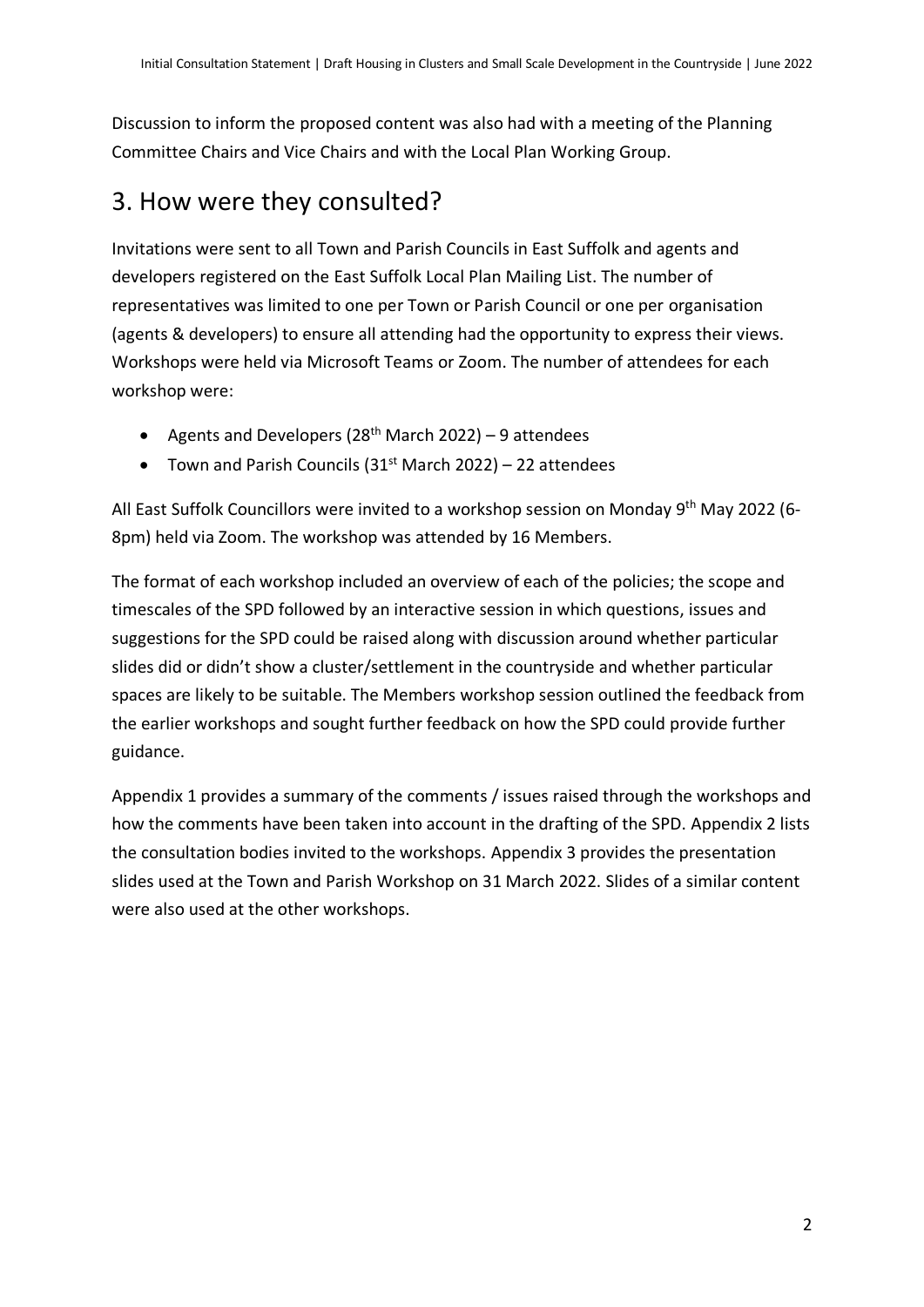Discussion to inform the proposed content was also had with a meeting of the Planning Committee Chairs and Vice Chairs and with the Local Plan Working Group.

## 3. How were they consulted?

Invitations were sent to all Town and Parish Councils in East Suffolk and agents and developers registered on the East Suffolk Local Plan Mailing List. The number of representatives was limited to one per Town or Parish Council or one per organisation (agents & developers) to ensure all attending had the opportunity to express their views. Workshops were held via Microsoft Teams or Zoom. The number of attendees for each workshop were:

- Agents and Developers (28th March 2022) – 9 attendees
- Town and Parish Councils (31st March 2022) – 22 attendees

All East Suffolk Councillors were invited to a workshop session on Monday 9th May 2022 (6-8pm) held via Zoom. The workshop was attended by 16 Members.

The format of each workshop included an overview of each of the policies; the scope and timescales of the SPD followed by an interactive session in which questions, issues and suggestions for the SPD could be raised along with discussion around whether particular slides did or didn't show a cluster/settlement in the countryside and whether particular spaces are likely to be suitable. The Members workshop session outlined the feedback from the earlier workshops and sought further feedback on how the SPD could provide further guidance.

Appendix 1 provides a summary of the comments / issues raised through the workshops and how the comments have been taken into account in the drafting of the SPD. Appendix 2 lists the consultation bodies invited to the workshops. Appendix 3 provides the presentation slides used at the Town and Parish Workshop on 31 March 2022. Slides of a similar content were also used at the other workshops.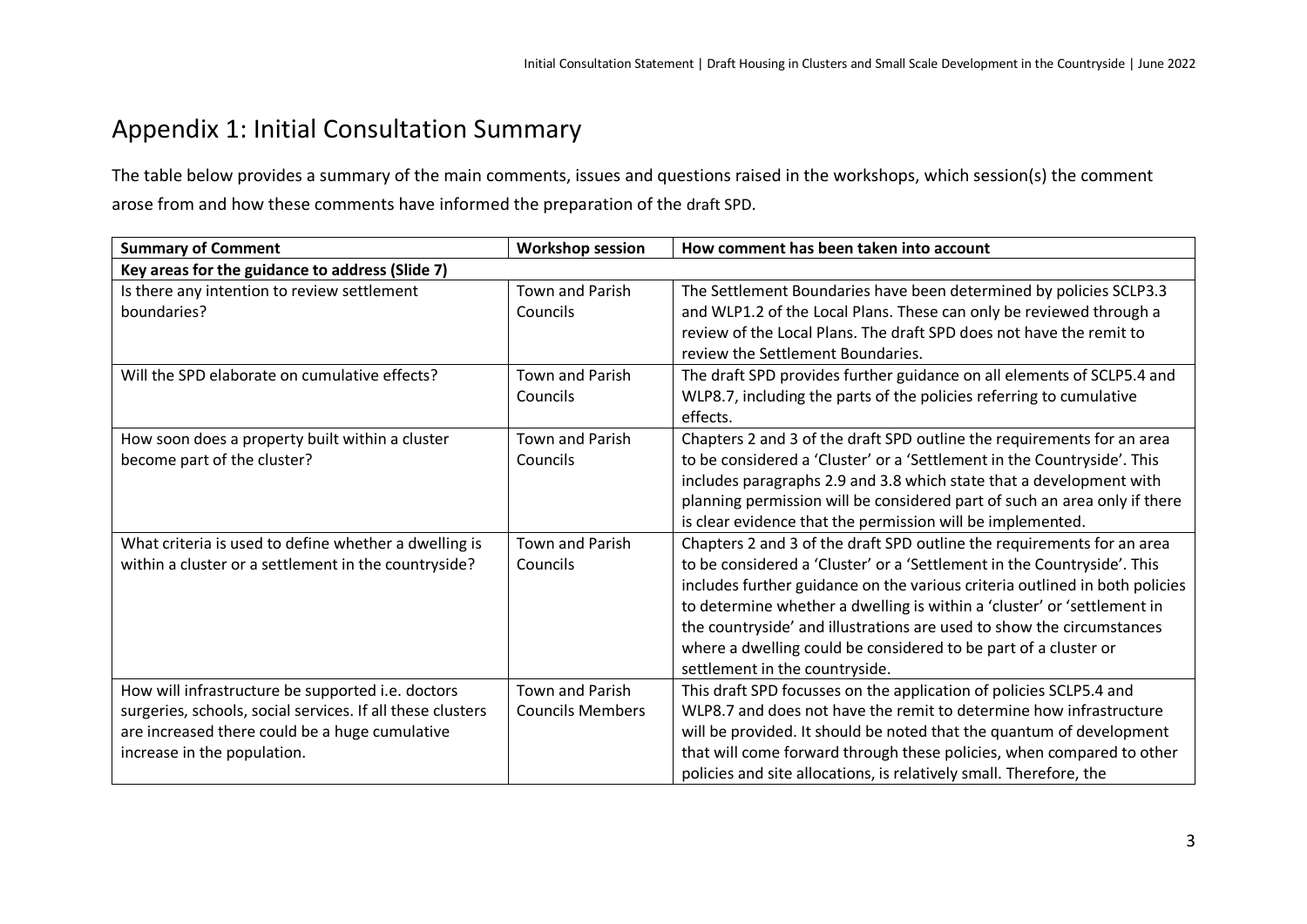# Appendix 1: Initial Consultation Summary

The table below provides a summary of the main comments, issues and questions raised in the workshops, which session(s) the comment arose from and how these comments have informed the preparation of the draft SPD.

| Summary of Comment | Workshop session | How comment has been taken into account |
|---|---|---|
| **Key areas for the guidance to address (Slide 7)** | | |
| Is there any intention to review settlement boundaries? | Town and Parish Councils | The Settlement Boundaries have been determined by policies SCLP3.3 and WLP1.2 of the Local Plans. These can only be reviewed through a review of the Local Plans. The draft SPD does not have the remit to review the Settlement Boundaries. |
| Will the SPD elaborate on cumulative effects? | Town and Parish Councils | The draft SPD provides further guidance on all elements of SCLP5.4 and WLP8.7, including the parts of the policies referring to cumulative effects. |
| How soon does a property built within a cluster become part of the cluster? | Town and Parish Councils | Chapters 2 and 3 of the draft SPD outline the requirements for an area to be considered a 'Cluster' or a 'Settlement in the Countryside'. This includes paragraphs 2.9 and 3.8 which state that a development with planning permission will be considered part of such an area only if there is clear evidence that the permission will be implemented. |
| What criteria is used to define whether a dwelling is within a cluster or a settlement in the countryside? | Town and Parish Councils | Chapters 2 and 3 of the draft SPD outline the requirements for an area to be considered a 'Cluster' or a 'Settlement in the Countryside'. This includes further guidance on the various criteria outlined in both policies to determine whether a dwelling is within a 'cluster' or 'settlement in the countryside' and illustrations are used to show the circumstances where a dwelling could be considered to be part of a cluster or settlement in the countryside. |
| How will infrastructure be supported i.e. doctors surgeries, schools, social services. If all these clusters are increased there could be a huge cumulative increase in the population. | Town and Parish Councils Members | This draft SPD focusses on the application of policies SCLP5.4 and WLP8.7 and does not have the remit to determine how infrastructure will be provided. It should be noted that the quantum of development that will come forward through these policies, when compared to other policies and site allocations, is relatively small. Therefore, the |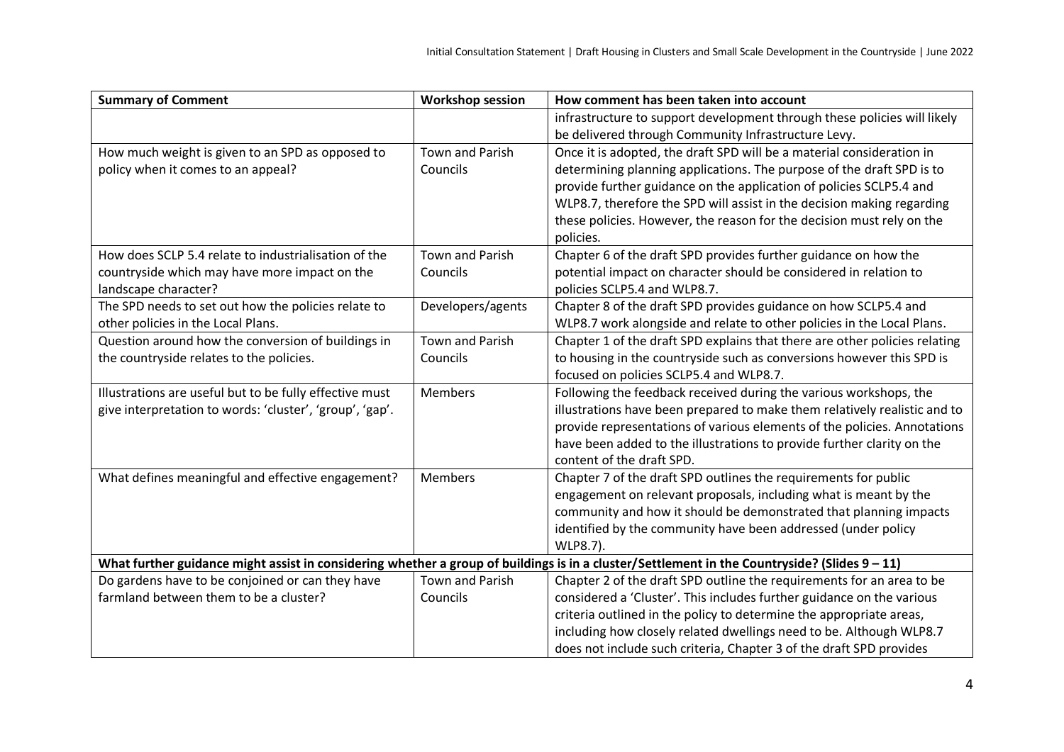| Summary of Comment | Workshop session | How comment has been taken into account |
|---|---|---|
| | | infrastructure to support development through these policies will likely be delivered through Community Infrastructure Levy. |
| How much weight is given to an SPD as opposed to policy when it comes to an appeal? | Town and Parish Councils | Once it is adopted, the draft SPD will be a material consideration in determining planning applications. The purpose of the draft SPD is to provide further guidance on the application of policies SCLP5.4 and WLP8.7, therefore the SPD will assist in the decision making regarding these policies. However, the reason for the decision must rely on the policies. |
| How does SCLP 5.4 relate to industrialisation of the countryside which may have more impact on the landscape character? | Town and Parish Councils | Chapter 6 of the draft SPD provides further guidance on how the potential impact on character should be considered in relation to policies SCLP5.4 and WLP8.7. |
| The SPD needs to set out how the policies relate to other policies in the Local Plans. | Developers/agents | Chapter 8 of the draft SPD provides guidance on how SCLP5.4 and WLP8.7 work alongside and relate to other policies in the Local Plans. |
| Question around how the conversion of buildings in the countryside relates to the policies. | Town and Parish Councils | Chapter 1 of the draft SPD explains that there are other policies relating to housing in the countryside such as conversions however this SPD is focused on policies SCLP5.4 and WLP8.7. |
| Illustrations are useful but to be fully effective must give interpretation to words: 'cluster', 'group', 'gap'. | Members | Following the feedback received during the various workshops, the illustrations have been prepared to make them relatively realistic and to provide representations of various elements of the policies. Annotations have been added to the illustrations to provide further clarity on the content of the draft SPD. |
| What defines meaningful and effective engagement? | Members | Chapter 7 of the draft SPD outlines the requirements for public engagement on relevant proposals, including what is meant by the community and how it should be demonstrated that planning impacts identified by the community have been addressed (under policy WLP8.7). |
| **What further guidance might assist in considering whether a group of buildings is in a cluster/Settlement in the Countryside? (Slides 9 – 11)** | | |
| Do gardens have to be conjoined or can they have farmland between them to be a cluster? | Town and Parish Councils | Chapter 2 of the draft SPD outline the requirements for an area to be considered a 'Cluster'. This includes further guidance on the various criteria outlined in the policy to determine the appropriate areas, including how closely related dwellings need to be. Although WLP8.7 does not include such criteria, Chapter 3 of the draft SPD provides |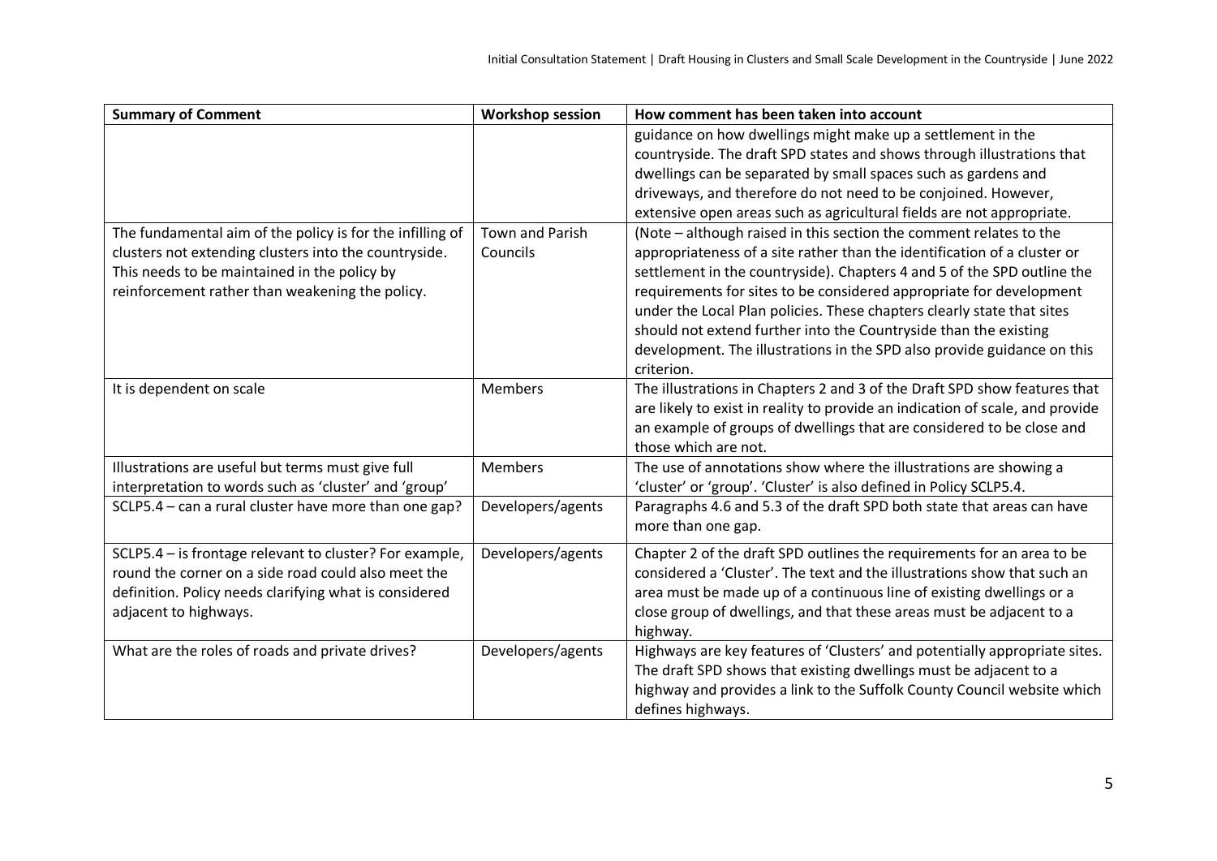| Summary of Comment | Workshop session | How comment has been taken into account |
|---|---|---|
| | | guidance on how dwellings might make up a settlement in the countryside. The draft SPD states and shows through illustrations that dwellings can be separated by small spaces such as gardens and driveways, and therefore do not need to be conjoined. However, extensive open areas such as agricultural fields are not appropriate. |
| The fundamental aim of the policy is for the infilling of clusters not extending clusters into the countryside. This needs to be maintained in the policy by reinforcement rather than weakening the policy. | Town and Parish Councils | (Note – although raised in this section the comment relates to the appropriateness of a site rather than the identification of a cluster or settlement in the countryside). Chapters 4 and 5 of the SPD outline the requirements for sites to be considered appropriate for development under the Local Plan policies. These chapters clearly state that sites should not extend further into the Countryside than the existing development. The illustrations in the SPD also provide guidance on this criterion. |
| It is dependent on scale | Members | The illustrations in Chapters 2 and 3 of the Draft SPD show features that are likely to exist in reality to provide an indication of scale, and provide an example of groups of dwellings that are considered to be close and those which are not. |
| Illustrations are useful but terms must give full interpretation to words such as 'cluster' and 'group' | Members | The use of annotations show where the illustrations are showing a 'cluster' or 'group'. 'Cluster' is also defined in Policy SCLP5.4. |
| SCLP5.4 – can a rural cluster have more than one gap? | Developers/agents | Paragraphs 4.6 and 5.3 of the draft SPD both state that areas can have more than one gap. |
| SCLP5.4 – is frontage relevant to cluster? For example, round the corner on a side road could also meet the definition. Policy needs clarifying what is considered adjacent to highways. | Developers/agents | Chapter 2 of the draft SPD outlines the requirements for an area to be considered a 'Cluster'. The text and the illustrations show that such an area must be made up of a continuous line of existing dwellings or a close group of dwellings, and that these areas must be adjacent to a highway. |
| What are the roles of roads and private drives? | Developers/agents | Highways are key features of 'Clusters' and potentially appropriate sites. The draft SPD shows that existing dwellings must be adjacent to a highway and provides a link to the Suffolk County Council website which defines highways. |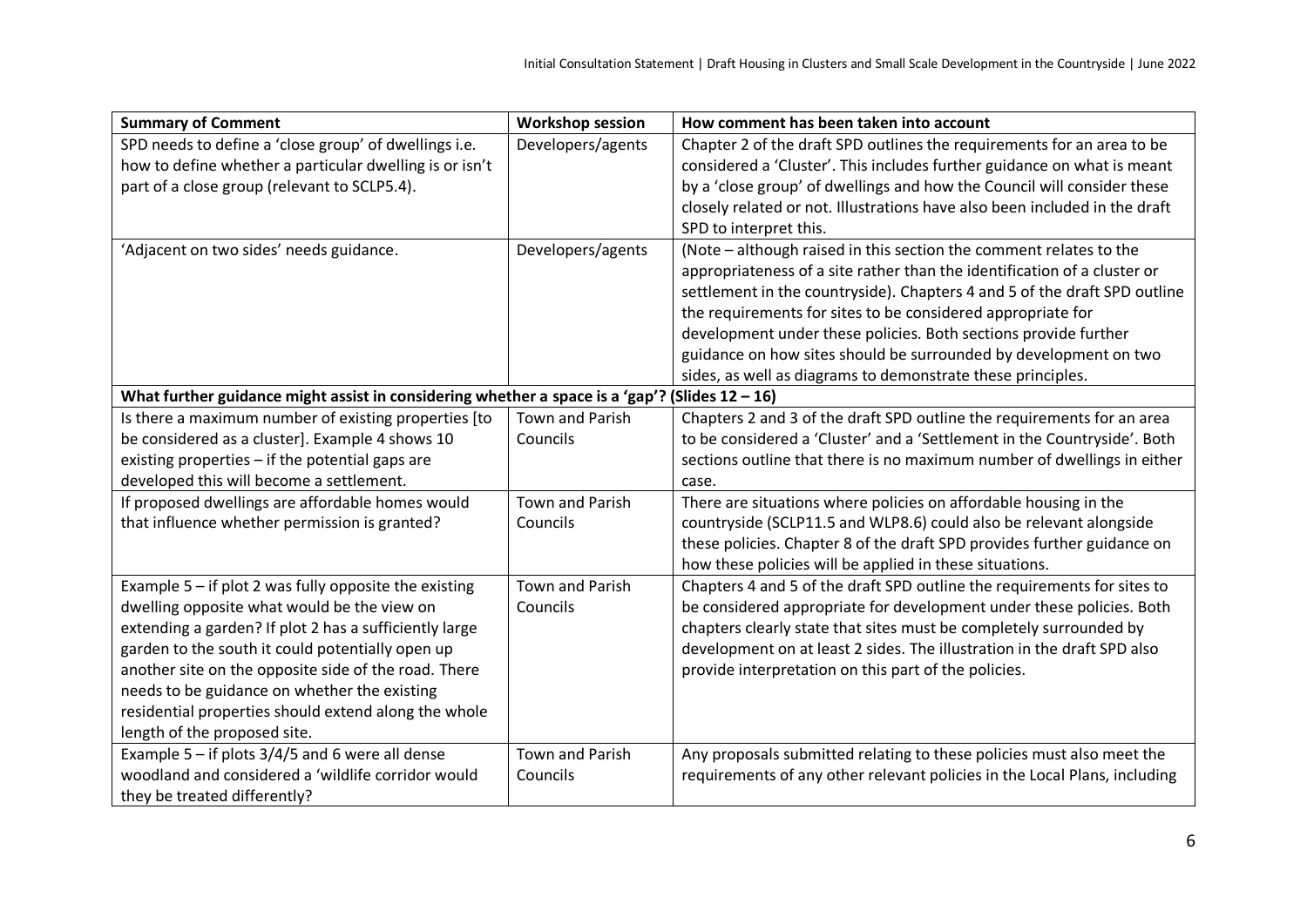| Summary of Comment | Workshop session | How comment has been taken into account |
|---|---|---|
| SPD needs to define a 'close group' of dwellings i.e. how to define whether a particular dwelling is or isn't part of a close group (relevant to SCLP5.4). | Developers/agents | Chapter 2 of the draft SPD outlines the requirements for an area to be considered a 'Cluster'. This includes further guidance on what is meant by a 'close group' of dwellings and how the Council will consider these closely related or not. Illustrations have also been included in the draft SPD to interpret this. |
| 'Adjacent on two sides' needs guidance. | Developers/agents | (Note – although raised in this section the comment relates to the appropriateness of a site rather than the identification of a cluster or settlement in the countryside). Chapters 4 and 5 of the draft SPD outline the requirements for sites to be considered appropriate for development under these policies. Both sections provide further guidance on how sites should be surrounded by development on two sides, as well as diagrams to demonstrate these principles. |
| **What further guidance might assist in considering whether a space is a 'gap'? (Slides 12 – 16)** | | |
| Is there a maximum number of existing properties [to be considered as a cluster]. Example 4 shows 10 existing properties – if the potential gaps are developed this will become a settlement. | Town and Parish Councils | Chapters 2 and 3 of the draft SPD outline the requirements for an area to be considered a 'Cluster' and a 'Settlement in the Countryside'. Both sections outline that there is no maximum number of dwellings in either case. |
| If proposed dwellings are affordable homes would that influence whether permission is granted? | Town and Parish Councils | There are situations where policies on affordable housing in the countryside (SCLP11.5 and WLP8.6) could also be relevant alongside these policies. Chapter 8 of the draft SPD provides further guidance on how these policies will be applied in these situations. |
| Example 5 – if plot 2 was fully opposite the existing dwelling opposite what would be the view on extending a garden? If plot 2 has a sufficiently large garden to the south it could potentially open up another site on the opposite side of the road. There needs to be guidance on whether the existing residential properties should extend along the whole length of the proposed site. | Town and Parish Councils | Chapters 4 and 5 of the draft SPD outline the requirements for sites to be considered appropriate for development under these policies. Both chapters clearly state that sites must be completely surrounded by development on at least 2 sides. The illustration in the draft SPD also provide interpretation on this part of the policies. |
| Example 5 – if plots 3/4/5 and 6 were all dense woodland and considered a 'wildlife corridor would they be treated differently? | Town and Parish Councils | Any proposals submitted relating to these policies must also meet the requirements of any other relevant policies in the Local Plans, including |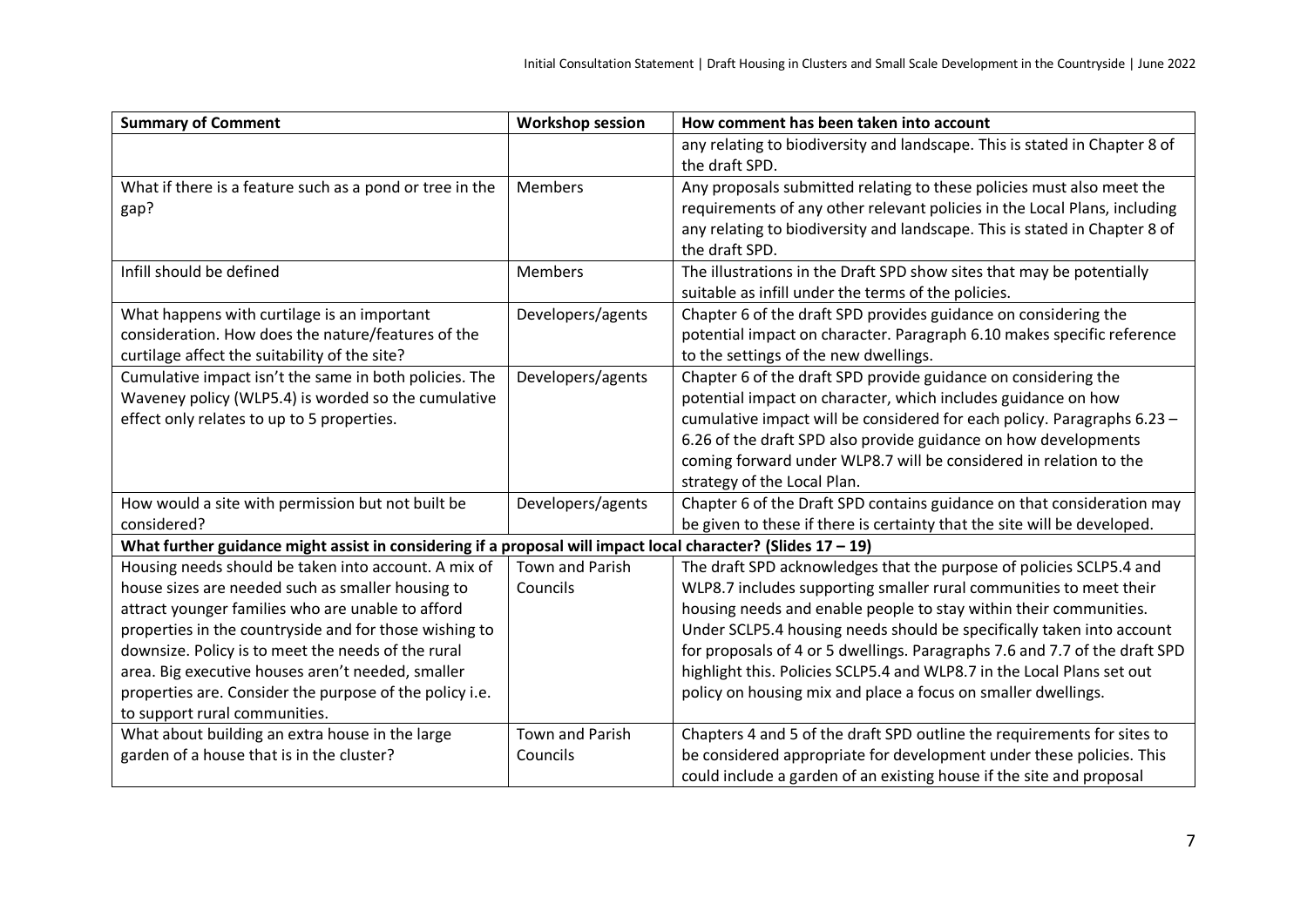| Summary of Comment | Workshop session | How comment has been taken into account |
|---|---|---|
| | | any relating to biodiversity and landscape. This is stated in Chapter 8 of the draft SPD. |
| What if there is a feature such as a pond or tree in the gap? | Members | Any proposals submitted relating to these policies must also meet the requirements of any other relevant policies in the Local Plans, including any relating to biodiversity and landscape. This is stated in Chapter 8 of the draft SPD. |
| Infill should be defined | Members | The illustrations in the Draft SPD show sites that may be potentially suitable as infill under the terms of the policies. |
| What happens with curtilage is an important consideration. How does the nature/features of the curtilage affect the suitability of the site? | Developers/agents | Chapter 6 of the draft SPD provides guidance on considering the potential impact on character. Paragraph 6.10 makes specific reference to the settings of the new dwellings. |
| Cumulative impact isn't the same in both policies. The Waveney policy (WLP5.4) is worded so the cumulative effect only relates to up to 5 properties. | Developers/agents | Chapter 6 of the draft SPD provide guidance on considering the potential impact on character, which includes guidance on how cumulative impact will be considered for each policy. Paragraphs 6.23 – 6.26 of the draft SPD also provide guidance on how developments coming forward under WLP8.7 will be considered in relation to the strategy of the Local Plan. |
| How would a site with permission but not built be considered? | Developers/agents | Chapter 6 of the Draft SPD contains guidance on that consideration may be given to these if there is certainty that the site will be developed. |
| **What further guidance might assist in considering if a proposal will impact local character? (Slides 17 – 19)** | | |
| Housing needs should be taken into account. A mix of house sizes are needed such as smaller housing to attract younger families who are unable to afford properties in the countryside and for those wishing to downsize. Policy is to meet the needs of the rural area. Big executive houses aren't needed, smaller properties are. Consider the purpose of the policy i.e. to support rural communities. | Town and Parish Councils | The draft SPD acknowledges that the purpose of policies SCLP5.4 and WLP8.7 includes supporting smaller rural communities to meet their housing needs and enable people to stay within their communities. Under SCLP5.4 housing needs should be specifically taken into account for proposals of 4 or 5 dwellings. Paragraphs 7.6 and 7.7 of the draft SPD highlight this. Policies SCLP5.4 and WLP8.7 in the Local Plans set out policy on housing mix and place a focus on smaller dwellings. |
| What about building an extra house in the large garden of a house that is in the cluster? | Town and Parish Councils | Chapters 4 and 5 of the draft SPD outline the requirements for sites to be considered appropriate for development under these policies. This could include a garden of an existing house if the site and proposal |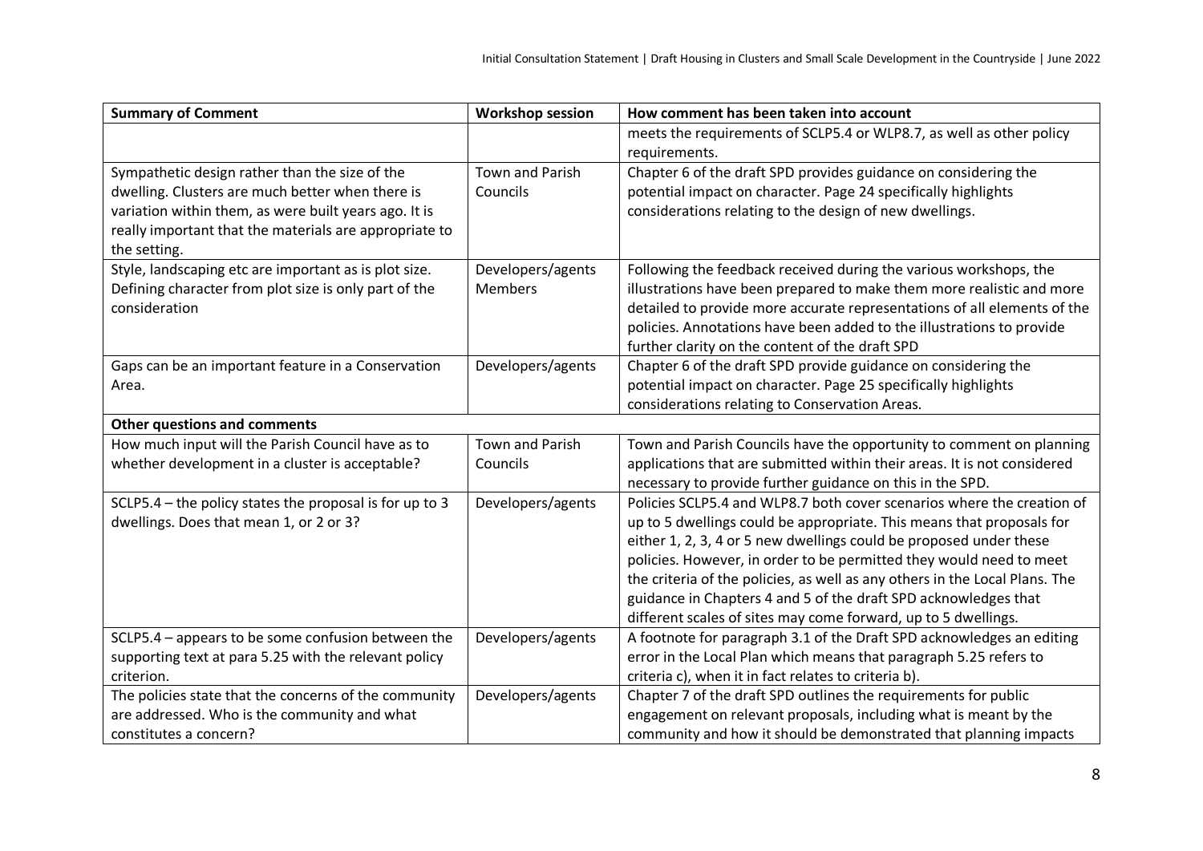| Summary of Comment | Workshop session | How comment has been taken into account |
|---|---|---|
| | | meets the requirements of SCLP5.4 or WLP8.7, as well as other policy requirements. |
| Sympathetic design rather than the size of the dwelling. Clusters are much better when there is variation within them, as were built years ago. It is really important that the materials are appropriate to the setting. | Town and Parish Councils | Chapter 6 of the draft SPD provides guidance on considering the potential impact on character. Page 24 specifically highlights considerations relating to the design of new dwellings. |
| Style, landscaping etc are important as is plot size. Defining character from plot size is only part of the consideration | Developers/agents Members | Following the feedback received during the various workshops, the illustrations have been prepared to make them more realistic and more detailed to provide more accurate representations of all elements of the policies. Annotations have been added to the illustrations to provide further clarity on the content of the draft SPD |
| Gaps can be an important feature in a Conservation Area. | Developers/agents | Chapter 6 of the draft SPD provide guidance on considering the potential impact on character. Page 25 specifically highlights considerations relating to Conservation Areas. |
| **Other questions and comments** | | |
| How much input will the Parish Council have as to whether development in a cluster is acceptable? | Town and Parish Councils | Town and Parish Councils have the opportunity to comment on planning applications that are submitted within their areas. It is not considered necessary to provide further guidance on this in the SPD. |
| SCLP5.4 – the policy states the proposal is for up to 3 dwellings. Does that mean 1, or 2 or 3? | Developers/agents | Policies SCLP5.4 and WLP8.7 both cover scenarios where the creation of up to 5 dwellings could be appropriate. This means that proposals for either 1, 2, 3, 4 or 5 new dwellings could be proposed under these policies. However, in order to be permitted they would need to meet the criteria of the policies, as well as any others in the Local Plans. The guidance in Chapters 4 and 5 of the draft SPD acknowledges that different scales of sites may come forward, up to 5 dwellings. |
| SCLP5.4 – appears to be some confusion between the supporting text at para 5.25 with the relevant policy criterion. | Developers/agents | A footnote for paragraph 3.1 of the Draft SPD acknowledges an editing error in the Local Plan which means that paragraph 5.25 refers to criteria c), when it in fact relates to criteria b). |
| The policies state that the concerns of the community are addressed. Who is the community and what constitutes a concern? | Developers/agents | Chapter 7 of the draft SPD outlines the requirements for public engagement on relevant proposals, including what is meant by the community and how it should be demonstrated that planning impacts |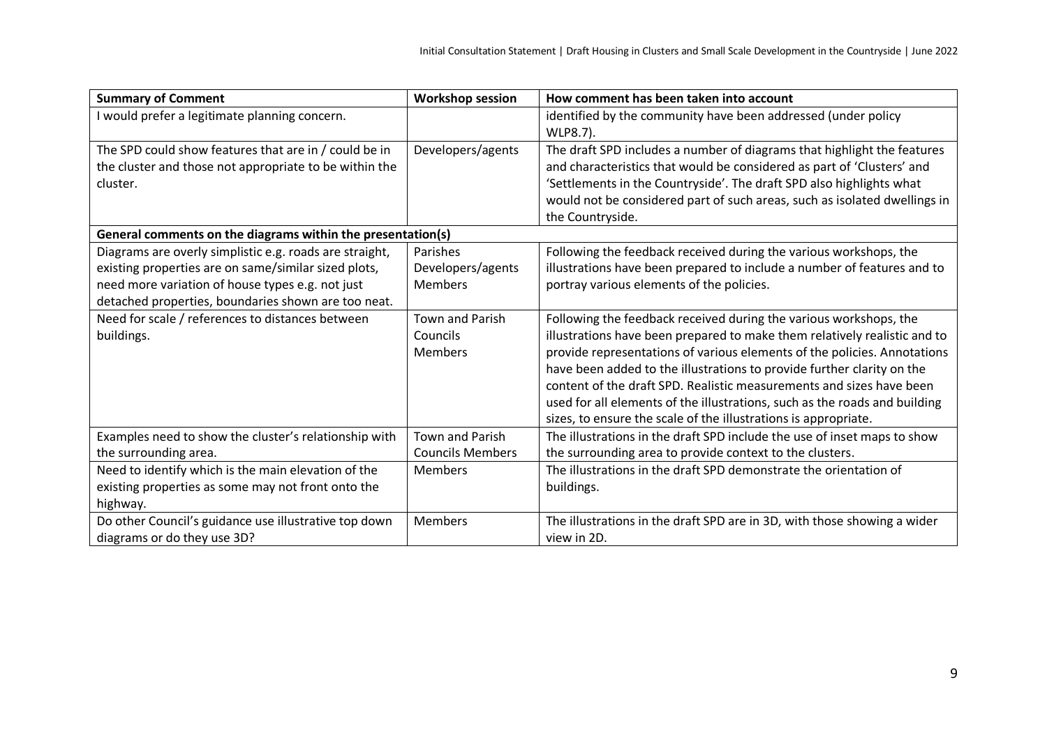| Summary of Comment | Workshop session | How comment has been taken into account |
|---|---|---|
| I would prefer a legitimate planning concern. | | identified by the community have been addressed (under policy WLP8.7). |
| The SPD could show features that are in / could be in the cluster and those not appropriate to be within the cluster. | Developers/agents | The draft SPD includes a number of diagrams that highlight the features and characteristics that would be considered as part of 'Clusters' and 'Settlements in the Countryside'. The draft SPD also highlights what would not be considered part of such areas, such as isolated dwellings in the Countryside. |
| **General comments on the diagrams within the presentation(s)** | | |
| Diagrams are overly simplistic e.g. roads are straight, existing properties are on same/similar sized plots, need more variation of house types e.g. not just detached properties, boundaries shown are too neat. | Parishes<br>Developers/agents<br>Members | Following the feedback received during the various workshops, the illustrations have been prepared to include a number of features and to portray various elements of the policies. |
| Need for scale / references to distances between buildings. | Town and Parish Councils<br>Members | Following the feedback received during the various workshops, the illustrations have been prepared to make them relatively realistic and to provide representations of various elements of the policies. Annotations have been added to the illustrations to provide further clarity on the content of the draft SPD. Realistic measurements and sizes have been used for all elements of the illustrations, such as the roads and building sizes, to ensure the scale of the illustrations is appropriate. |
| Examples need to show the cluster's relationship with the surrounding area. | Town and Parish Councils Members | The illustrations in the draft SPD include the use of inset maps to show the surrounding area to provide context to the clusters. |
| Need to identify which is the main elevation of the existing properties as some may not front onto the highway. | Members | The illustrations in the draft SPD demonstrate the orientation of buildings. |
| Do other Council's guidance use illustrative top down diagrams or do they use 3D? | Members | The illustrations in the draft SPD are in 3D, with those showing a wider view in 2D. |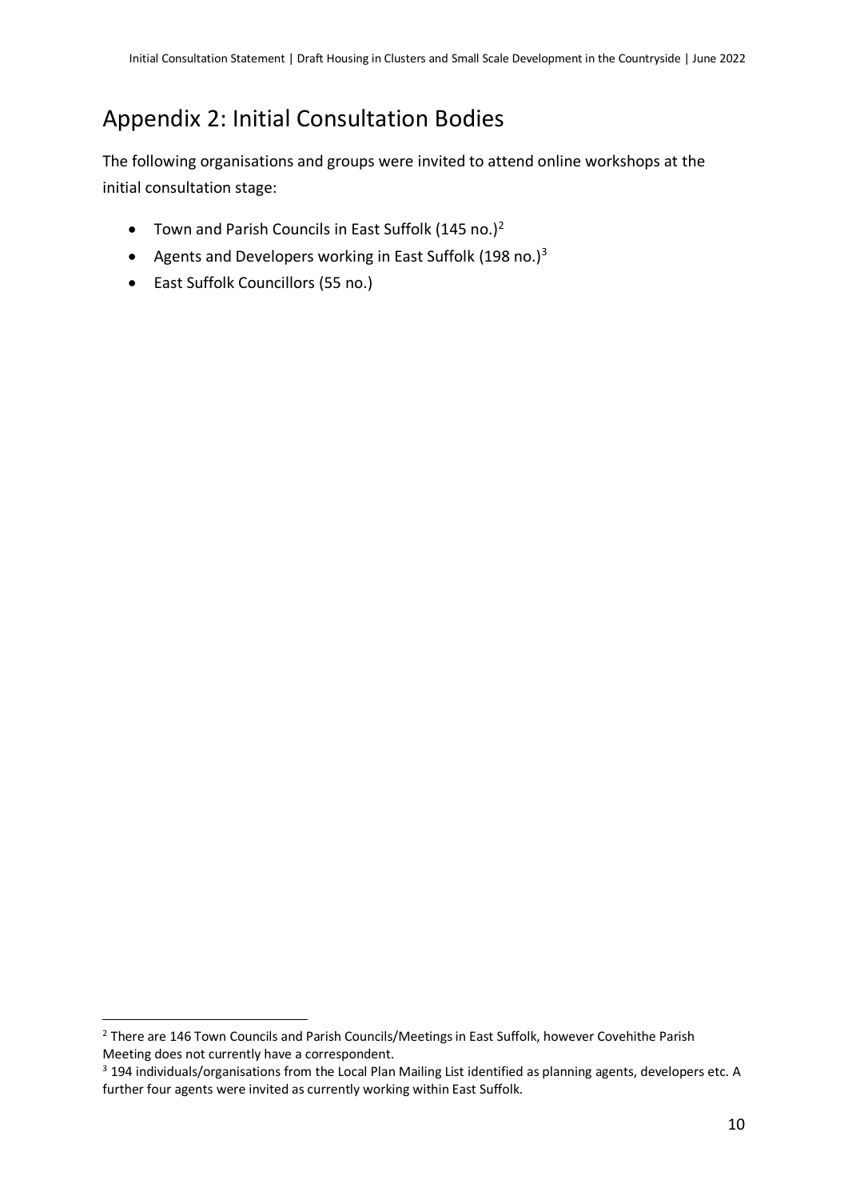## Appendix 2: Initial Consultation Bodies

The following organisations and groups were invited to attend online workshops at the initial consultation stage:

- Town and Parish Councils in East Suffolk (145 no.)[2]
- Agents and Developers working in East Suffolk (198 no.)[3]
- East Suffolk Councillors (55 no.)

---

[2] There are 146 Town Councils and Parish Councils/Meetings in East Suffolk, however Covehithe Parish Meeting does not currently have a correspondent.

[3] 194 individuals/organisations from the Local Plan Mailing List identified as planning agents, developers etc. A further four agents were invited as currently working within East Suffolk.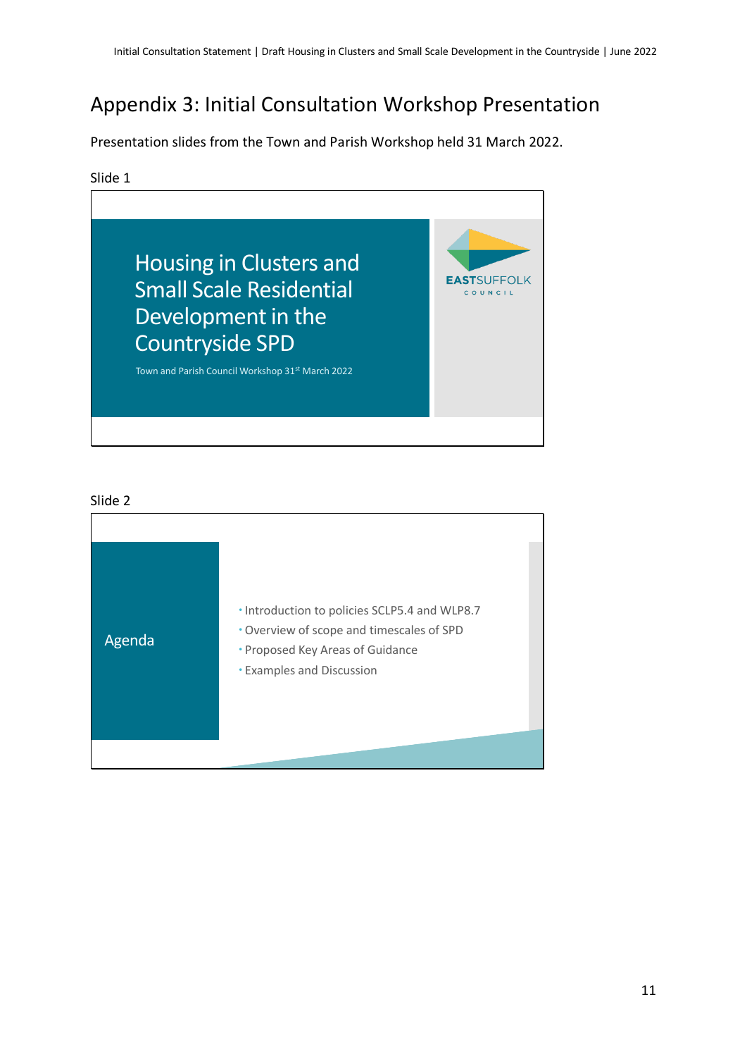## Appendix 3: Initial Consultation Workshop Presentation

Presentation slides from the Town and Parish Workshop held 31 March 2022.

Slide 1

Housing in Clusters and Small Scale Residential Development in the Countryside SPD

Town and Parish Council Workshop 31st March 2022

EASTSUFFOLK COUNCIL

Slide 2

Agenda

- Introduction to policies SCLP5.4 and WLP8.7
- Overview of scope and timescales of SPD
- Proposed Key Areas of Guidance
- Examples and Discussion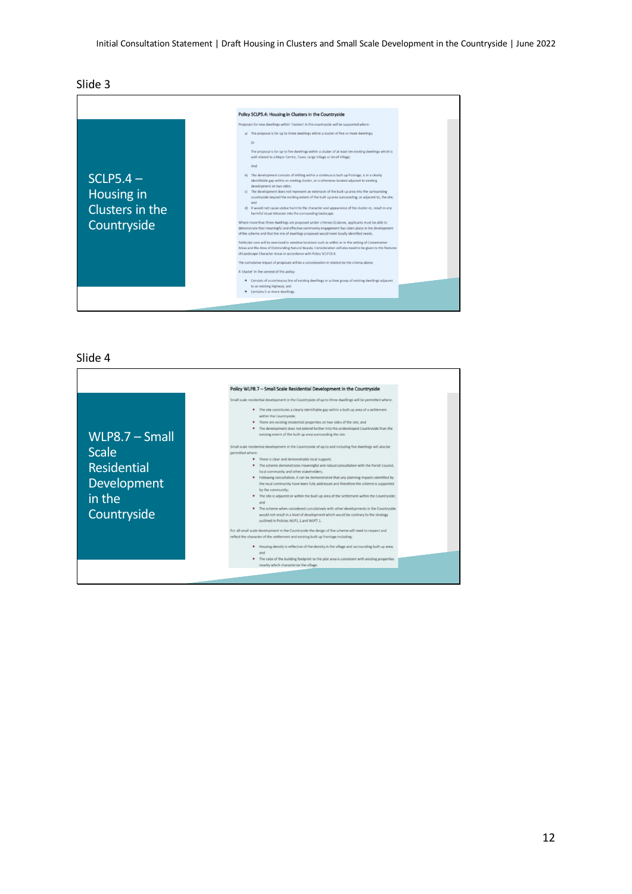Slide 3

## SCLP5.4 – Housing in Clusters in the Countryside

**Policy SCLP5.4: Housing in Clusters in the Countryside**

Proposals for new dwellings within 'clusters' in the countryside will be supported where:

a) The proposal is for up to three dwellings within a cluster of five or more dwellings;

Or

The proposal is for up to five dwellings within a cluster of at least ten existing dwellings which is well related to a Major Centre, Town, Large Village or Small Village;

And

b) The development consists of infilling within a continuous built up frontage, is in a clearly identifiable gap within an existing cluster, or is otherwise located adjacent to existing development on two sides;

c) The development does not represent an extension of the built up area into the surrounding countryside beyond the existing extent of the built up area surrounding, or adjacent to, the site; and

d) It would not cause undue harm to the character and appearance of the cluster or, result in any harmful visual intrusion into the surrounding landscape.

Where more than three dwellings are proposed under criterion b) above, applicants must be able to demonstrate that meaningful and effective community engagement has taken place in the development of the scheme and that the mix of dwellings proposed would meet locally identified needs.

Particular care will be exercised in sensitive locations such as within or in the setting of Conservation Areas and the Area of Outstanding Natural Beauty. Consideration will also need to be given to the features of Landscape Character Areas in accordance with Policy SCLP10.4.

The cumulative impact of proposals will be a consideration in relation to the criteria above.

A 'cluster' in the context of this policy:

- Consists of a continuous line of existing dwellings or a close group of existing dwellings adjacent to an existing highway; and
- Contains 5 or more dwellings.

Slide 4

## WLP8.7 – Small Scale Residential Development in the Countryside

**Policy WLP8.7 – Small Scale Residential Development in the Countryside**

Small scale residential development in the Countryside of up to three dwellings will be permitted where:

- The site constitutes a clearly identifiable gap within a built up area of a settlement within the Countryside;
- There are existing residential properties on two sides of the site; and
- The development does not extend further into the undeveloped Countryside than the existing extent of the built up area surrounding the site.

Small scale residential development in the Countryside of up to and including five dwellings will also be permitted where:

- There is clear and demonstrable local support;
- The scheme demonstrates meaningful and robust consultation with the Parish Council, local community and other stakeholders;
- Following consultation, it can be demonstrated that any planning impacts identified by the local community have been fully addressed and therefore the scheme is supported by the community;
- The site is adjacent or within the built up area of the settlement within the Countryside; and
- The scheme when considered cumulatively with other developments in the Countryside would not result in a level of development which would be contrary to the strategy outlined in Policies WLP1.1 and WLP7.1.

For all small scale development in the Countryside the design of the scheme will need to respect and reflect the character of the settlement and existing built up frontage including:

- Housing density is reflective of the density in the village and surrounding built up area; and
- The ratio of the building footprint to the plot area is consistent with existing properties nearby which characterise the village.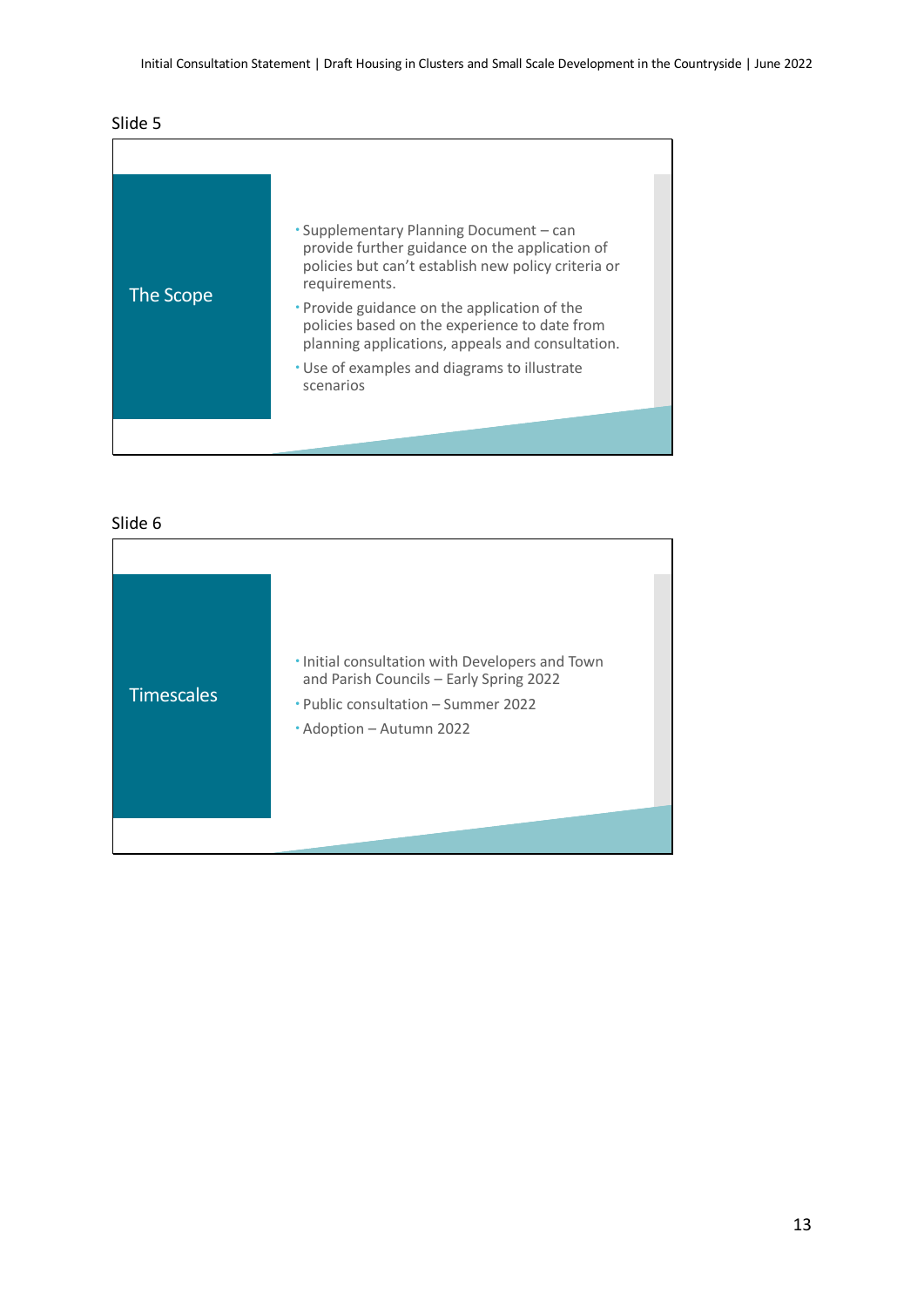Slide 5

## The Scope

- Supplementary Planning Document – can provide further guidance on the application of policies but can't establish new policy criteria or requirements.
- Provide guidance on the application of the policies based on the experience to date from planning applications, appeals and consultation.
- Use of examples and diagrams to illustrate scenarios

Slide 6

## Timescales

- Initial consultation with Developers and Town and Parish Councils – Early Spring 2022
- Public consultation – Summer 2022
- Adoption – Autumn 2022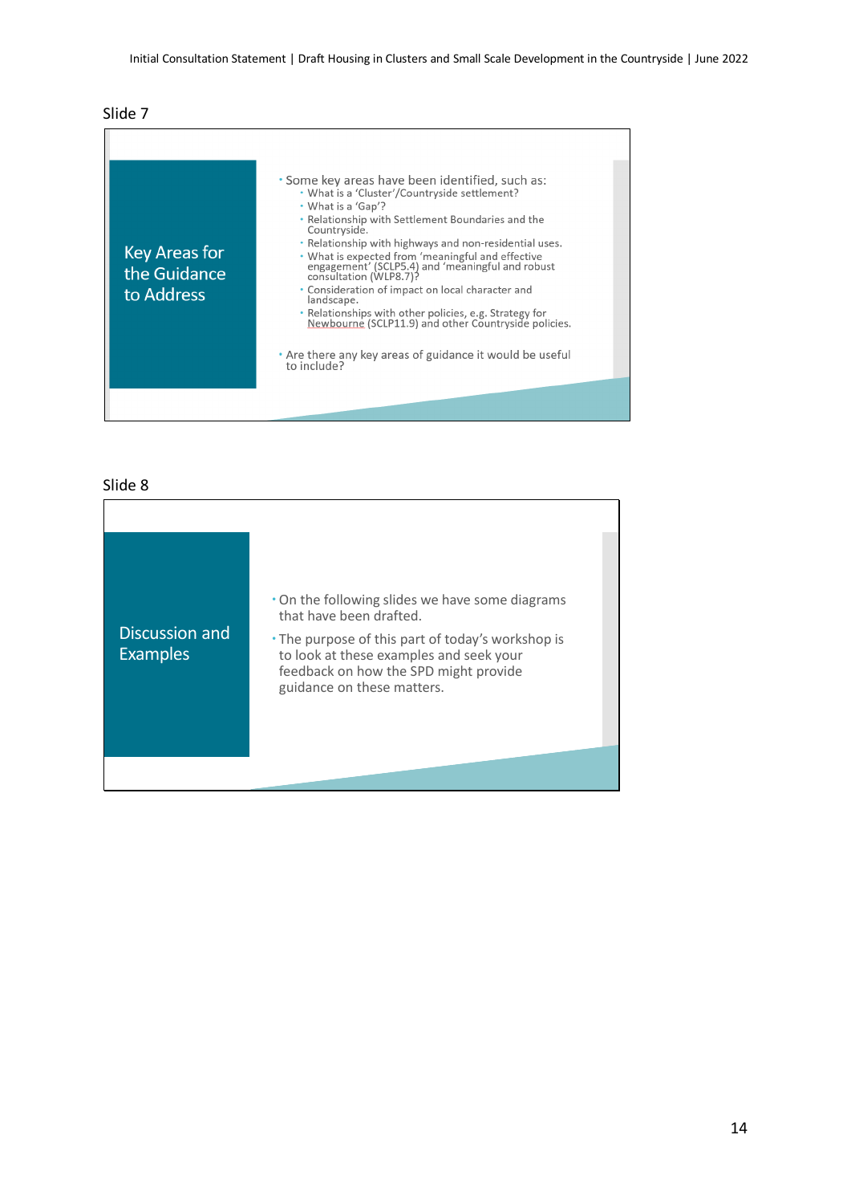Slide 7

## Key Areas for the Guidance to Address

- Some key areas have been identified, such as:
  - What is a 'Cluster'/Countryside settlement?
  - What is a 'Gap'?
  - Relationship with Settlement Boundaries and the Countryside.
  - Relationship with highways and non-residential uses.
  - What is expected from 'meaningful and effective engagement' (SCLP5.4) and 'meaningful and robust consultation (WLP8.7)?
  - Consideration of impact on local character and landscape.
  - Relationships with other policies, e.g. Strategy for Newbourne (SCLP11.9) and other Countryside policies.
- Are there any key areas of guidance it would be useful to include?

Slide 8

## Discussion and Examples

- On the following slides we have some diagrams that have been drafted.
- The purpose of this part of today's workshop is to look at these examples and seek your feedback on how the SPD might provide guidance on these matters.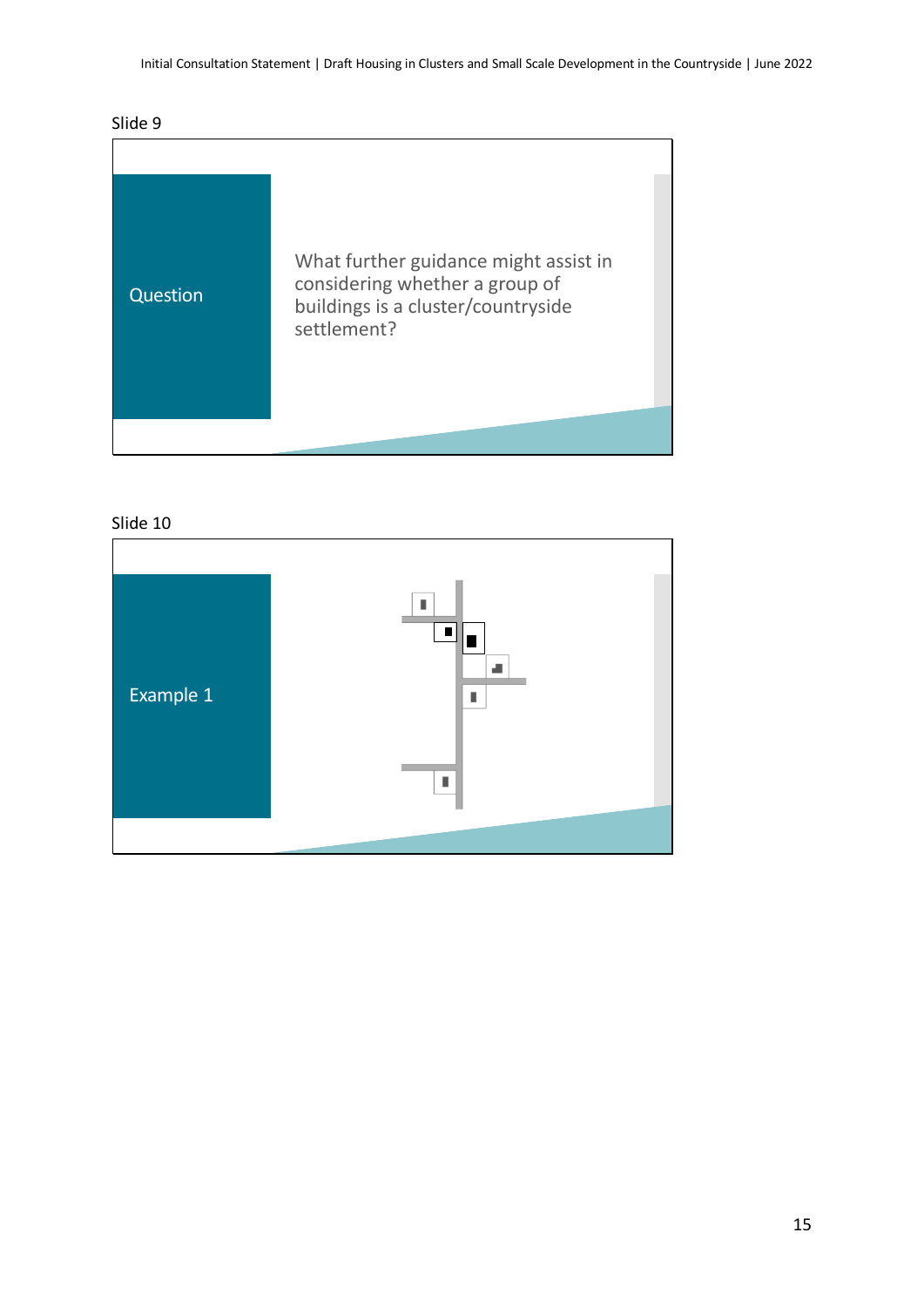Slide 9

Question

What further guidance might assist in considering whether a group of buildings is a cluster/countryside settlement?

Slide 10

Example 1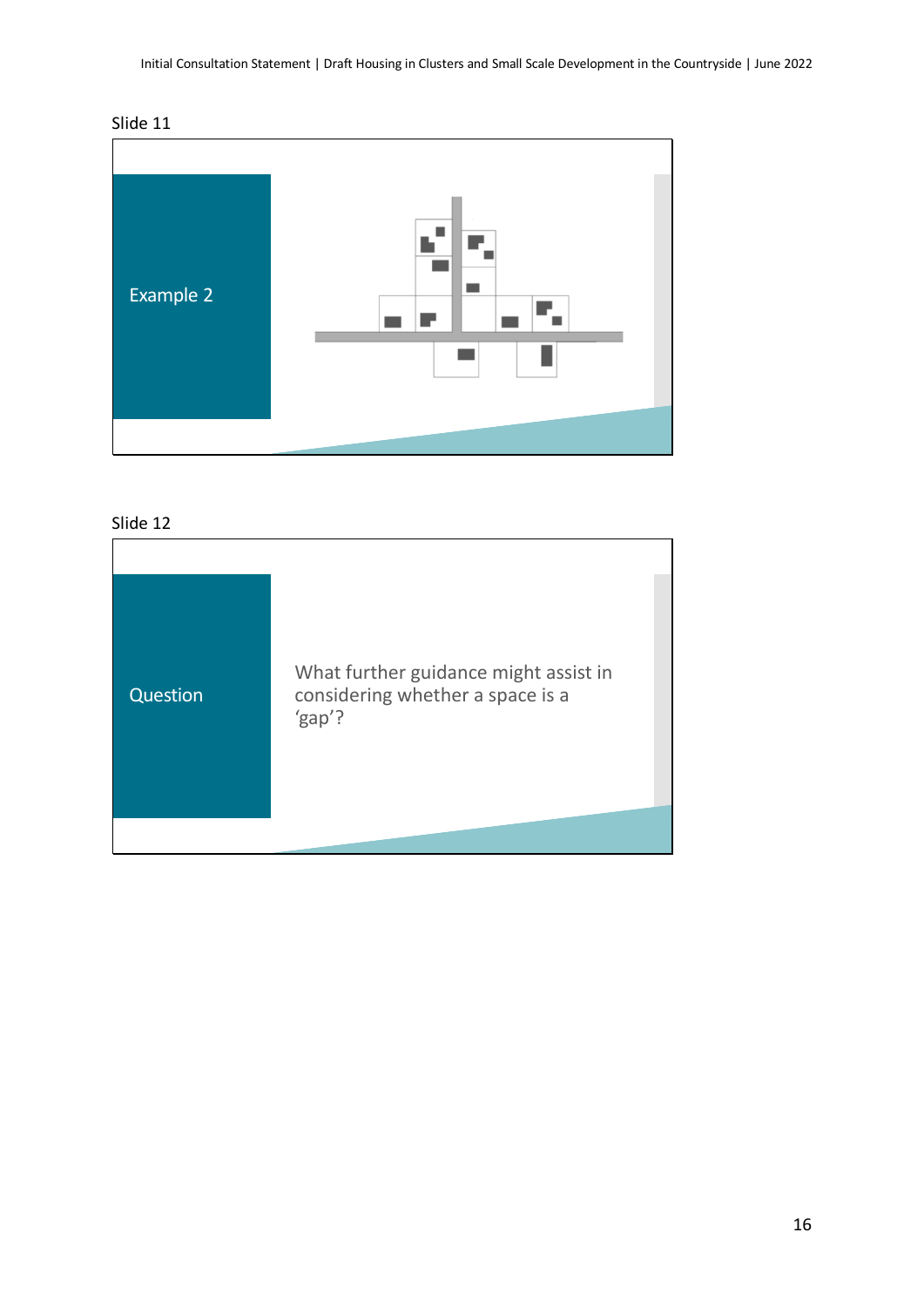Slide 11

Example 2

Slide 12

Question

What further guidance might assist in considering whether a space is a ‘gap’?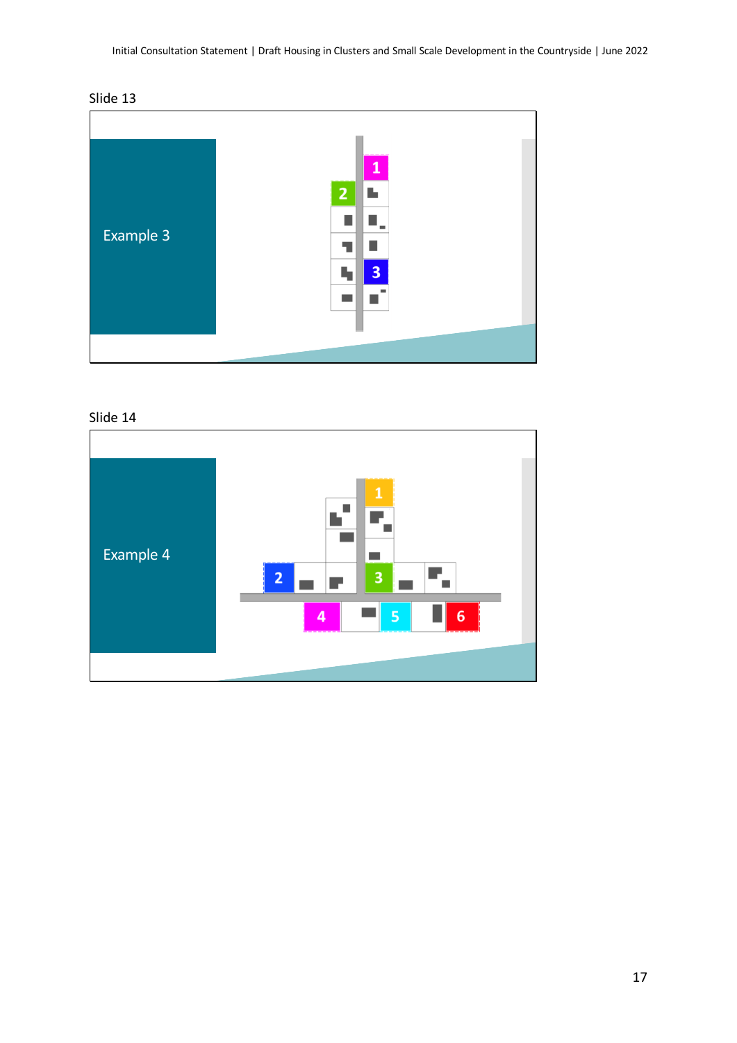Slide 13

Example 3

Slide 14

Example 4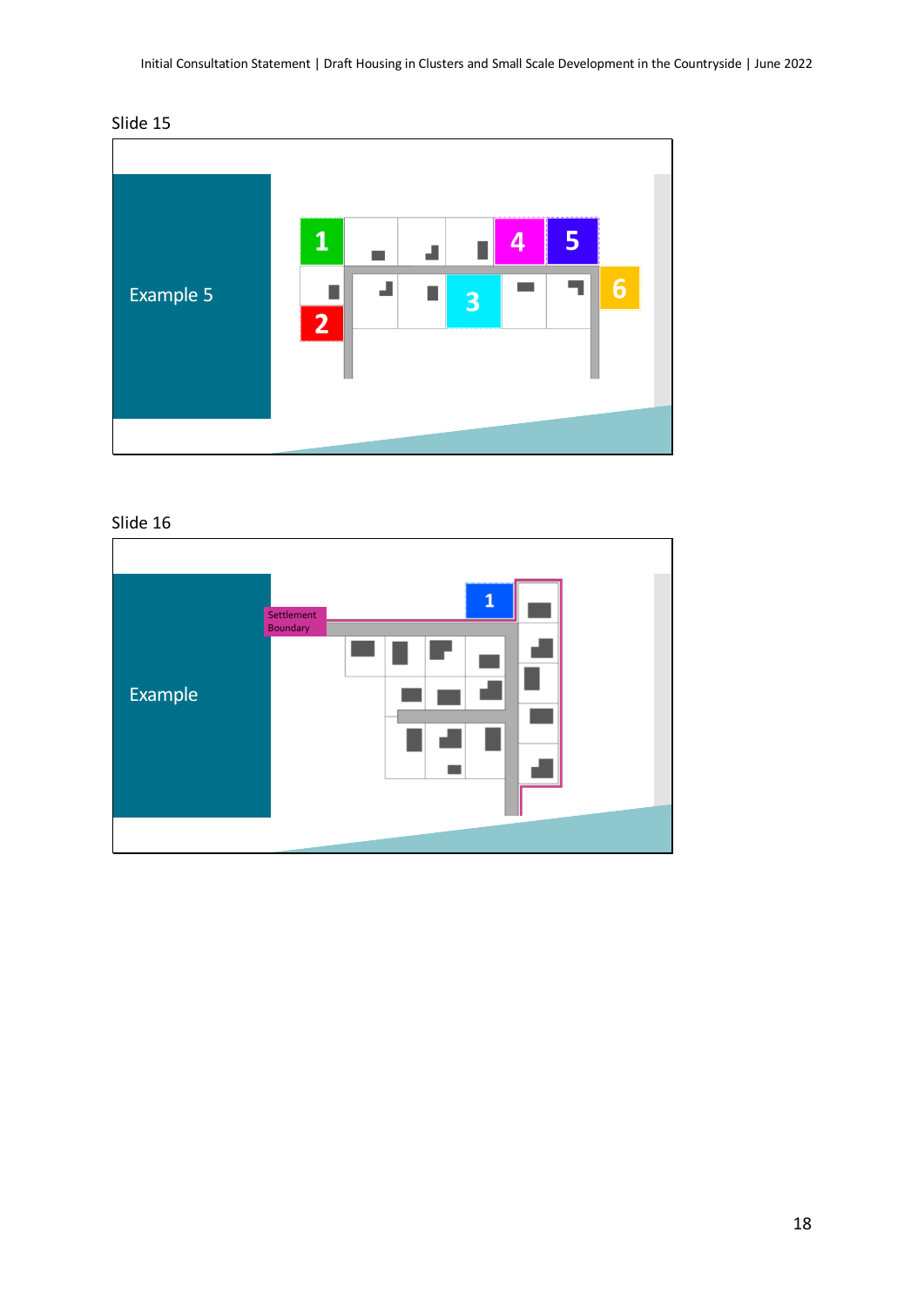Slide 15

Example 5

1 2 3 4 5 6

Slide 16

Example

Settlement Boundary

1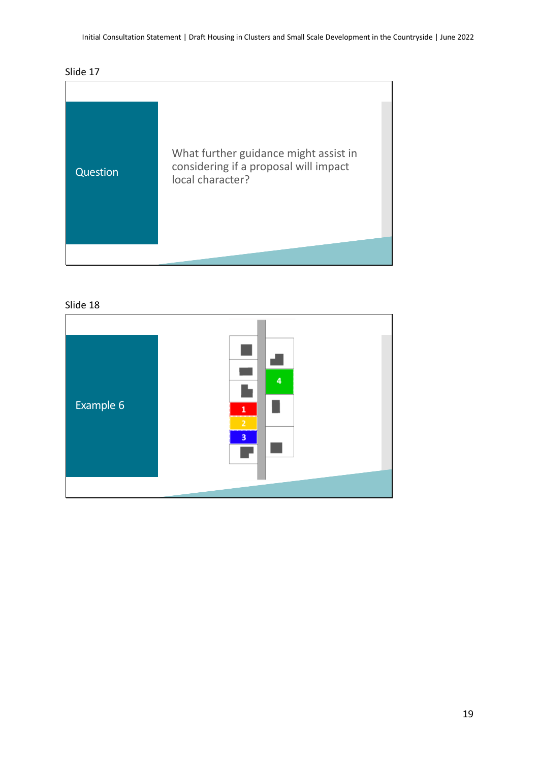Slide 17

Question

What further guidance might assist in considering if a proposal will impact local character?

Slide 18

Example 6

1

2

3

4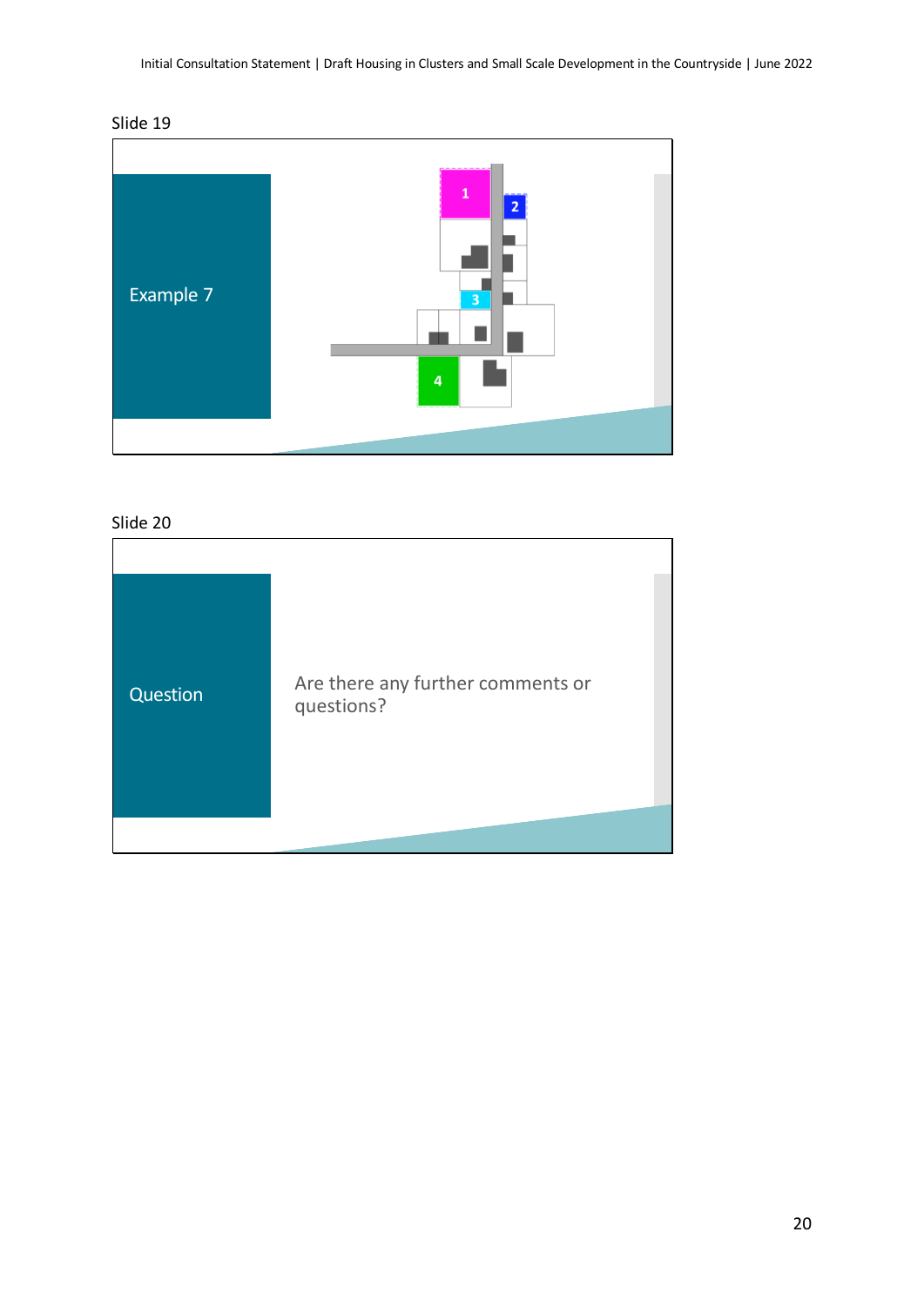Slide 19

Example 7

1
2
3
4

Slide 20

Question

Are there any further comments or questions?